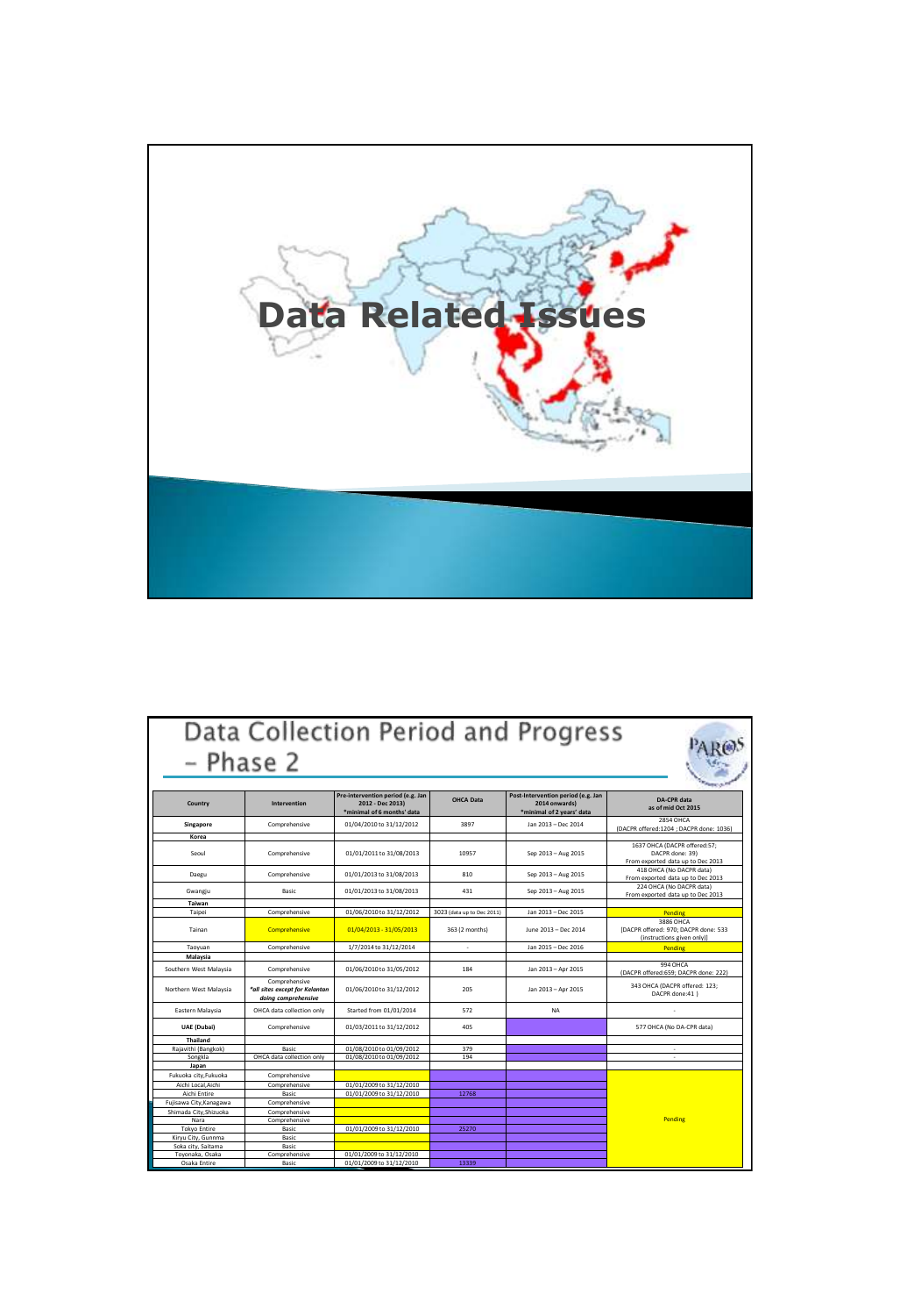# Data Related Issues

## Data Collection Period and Progress – Phase 2

| Country | Intervention | Pre-intervention period (e.g. Jan 2012 - Dec 2013) *minimal of 6 months' data | OHCA Data | Post-Intervention period (e.g. Jan 2014 onwards) *minimal of 2 years' data | DA-CPR data as of mid Oct 2015 |
|---|---|---|---|---|---|
| **Singapore** | Comprehensive | 01/04/2010 to 31/12/2012 | 3897 | Jan 2013 – Dec 2014 | 2854 OHCA (DACPR offered:1204 ; DACPR done: 1036) |
| **Korea** | | | | | |
| Seoul | Comprehensive | 01/01/2011 to 31/08/2013 | 10957 | Sep 2013 – Aug 2015 | 1637 OHCA (DACPR offered:57; DACPR done: 39) From exported data up to Dec 2013 |
| Daegu | Comprehensive | 01/01/2013 to 31/08/2013 | 810 | Sep 2013 – Aug 2015 | 418 OHCA (No DACPR data) From exported data up to Dec 2013 |
| Gwangju | Basic | 01/01/2013 to 31/08/2013 | 431 | Sep 2013 – Aug 2015 | 224 OHCA (No DACPR data) From exported data up to Dec 2013 |
| **Taiwan** | | | | | |
| Taipei | Comprehensive | 01/06/2010 to 31/12/2012 | 3023 (data up to Dec 2011) | Jan 2013 – Dec 2015 | Pending |
| Tainan | Comprehensive | 01/04/2013 - 31/05/2013 | 363 (2 months) | June 2013 – Dec 2014 | 3886 OHCA [DACPR offered: 970; DACPR done: 533 (instructions given only)] |
| Taoyuan | Comprehensive | 1/7/2014 to 31/12/2014 | - | Jan 2015 – Dec 2016 | Pending |
| **Malaysia** | | | | | |
| Southern West Malaysia | Comprehensive | 01/06/2010 to 31/05/2012 | 184 | Jan 2013 – Apr 2015 | 994 OHCA (DACPR offered:659; DACPR done: 222) |
| Northern West Malaysia | Comprehensive *all sites except for Kelantan doing comprehensive* | 01/06/2010 to 31/12/2012 | 205 | Jan 2013 – Apr 2015 | 343 OHCA (DACPR offered: 123; DACPR done:41 ) |
| Eastern Malaysia | OHCA data collection only | Started from 01/01/2014 | 572 | NA | - |
| **UAE (Dubai)** | Comprehensive | 01/03/2011 to 31/12/2012 | 405 | | 577 OHCA (No DA-CPR data) |
| **Thailand** | | | | | |
| Rajavithi (Bangkok) | Basic | 01/08/2010 to 01/09/2012 | 379 | | - |
| Songkla | OHCA data collection only | 01/08/2010 to 01/09/2012 | 194 | | - |
| **Japan** | | | | | |
| Fukuoka city,Fukuoka | Comprehensive | | | | Pending |
| Aichi Local,Aichi | Comprehensive | 01/01/2009 to 31/12/2010 | | | |
| Aichi Entire | Basic | 01/01/2009 to 31/12/2010 | 12768 | | |
| Fujisawa City,Kanagawa | Comprehensive | | | | |
| Shimada City,Shizuoka | Comprehensive | | | | |
| Nara | Comprehensive | | | | |
| Tokyo Entire | Basic | 01/01/2009 to 31/12/2010 | 25270 | | |
| Kiryu City, Gunnma | Basic | | | | |
| Soka city, Saitama | Basic | | | | |
| Toyonaka, Osaka | Comprehensive | 01/01/2009 to 31/12/2010 | | | |
| Osaka Entire | Basic | 01/01/2009 to 31/12/2010 | 13339 | | |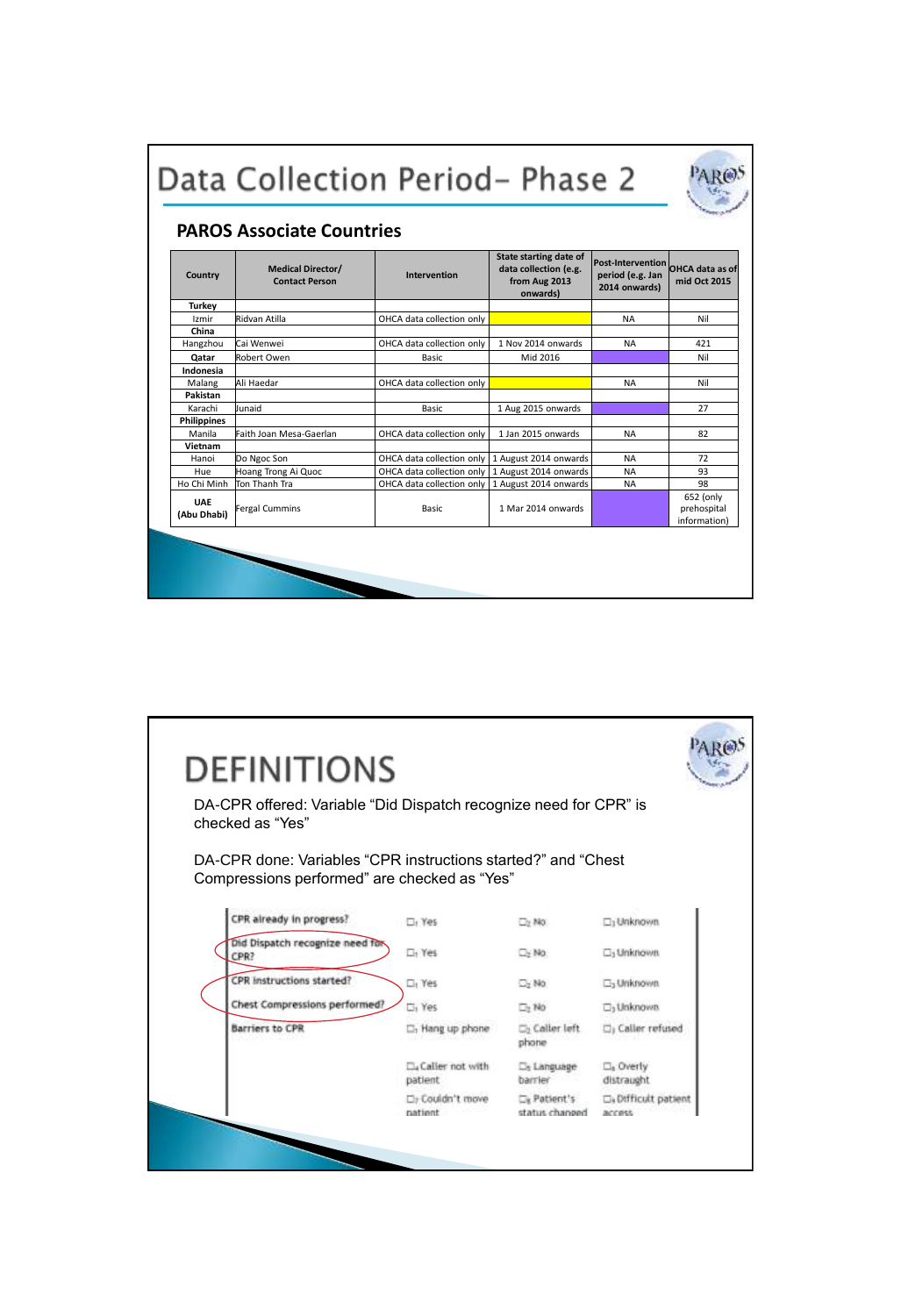# Data Collection Period– Phase 2

## PAROS Associate Countries

| Country | Medical Director/ Contact Person | Intervention | State starting date of data collection (e.g. from Aug 2013 onwards) | Post-Intervention period (e.g. Jan 2014 onwards) | OHCA data as of mid Oct 2015 |
|---|---|---|---|---|---|
| **Turkey** | | | | | |
| Izmir | Ridvan Atilla | OHCA data collection only | | NA | Nil |
| **China** | | | | | |
| Hangzhou | Cai Wenwei | OHCA data collection only | 1 Nov 2014 onwards | NA | 421 |
| **Qatar** | Robert Owen | Basic | Mid 2016 | | Nil |
| **Indonesia** | | | | | |
| Malang | Ali Haedar | OHCA data collection only | | NA | Nil |
| **Pakistan** | | | | | |
| Karachi | Junaid | Basic | 1 Aug 2015 onwards | | 27 |
| **Philippines** | | | | | |
| Manila | Faith Joan Mesa-Gaerlan | OHCA data collection only | 1 Jan 2015 onwards | NA | 82 |
| **Vietnam** | | | | | |
| Hanoi | Do Ngoc Son | OHCA data collection only | 1 August 2014 onwards | NA | 72 |
| Hue | Hoang Trong Ai Quoc | OHCA data collection only | 1 August 2014 onwards | NA | 93 |
| Ho Chi Minh | Ton Thanh Tra | OHCA data collection only | 1 August 2014 onwards | NA | 98 |
| **UAE (Abu Dhabi)** | Fergal Cummins | Basic | 1 Mar 2014 onwards | | 652 (only prehospital information) |

# DEFINITIONS

DA-CPR offered: Variable "Did Dispatch recognize need for CPR" is checked as "Yes"

DA-CPR done: Variables "CPR instructions started?" and "Chest Compressions performed" are checked as "Yes"

| | | | |
|---|---|---|---|
| CPR already in progress? | ☐1 Yes | ☐2 No | ☐3 Unknown |
| Did Dispatch recognize need for CPR? | ☐1 Yes | ☐2 No | ☐3 Unknown |
| CPR instructions started? | ☐1 Yes | ☐2 No | ☐3 Unknown |
| Chest Compressions performed? | ☐1 Yes | ☐2 No | ☐3 Unknown |
| Barriers to CPR | ☐1 Hang up phone | ☐2 Caller left phone | ☐3 Caller refused |
| | ☐4 Caller not with patient | ☐5 Language barrier | ☐6 Overly distraught |
| | ☐7 Couldn't move patient | ☐8 Patient's status changed | ☐9 Difficult patient access |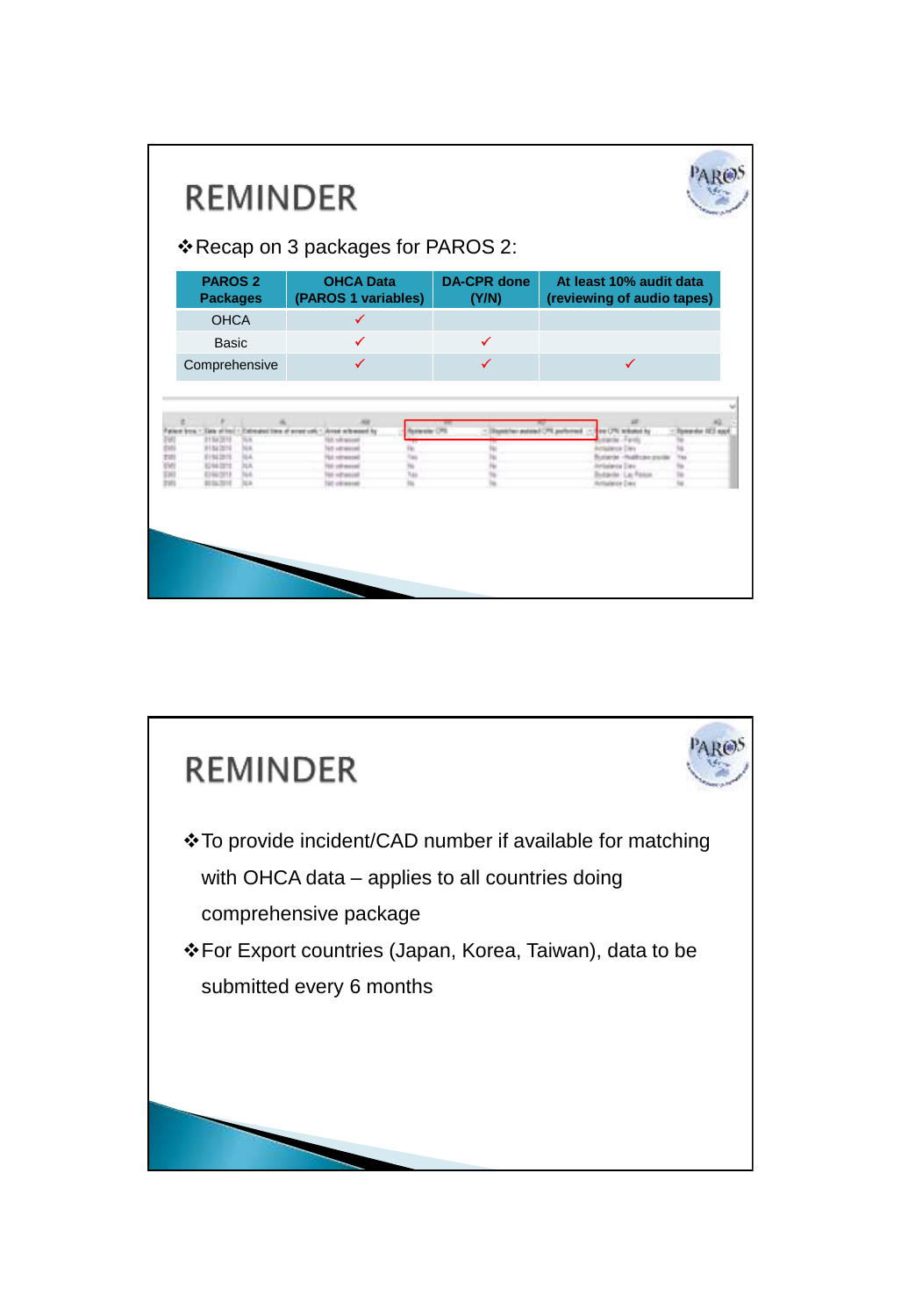# REMINDER

❖Recap on 3 packages for PAROS 2:

| PAROS 2 Packages | OHCA Data (PAROS 1 variables) | DA-CPR done (Y/N) | At least 10% audit data (reviewing of audio tapes) |
|---|---|---|---|
| OHCA | ✓ | | |
| Basic | ✓ | ✓ | |
| Comprehensive | ✓ | ✓ | ✓ |

# REMINDER

- ❖To provide incident/CAD number if available for matching with OHCA data – applies to all countries doing comprehensive package
- ❖For Export countries (Japan, Korea, Taiwan), data to be submitted every 6 months